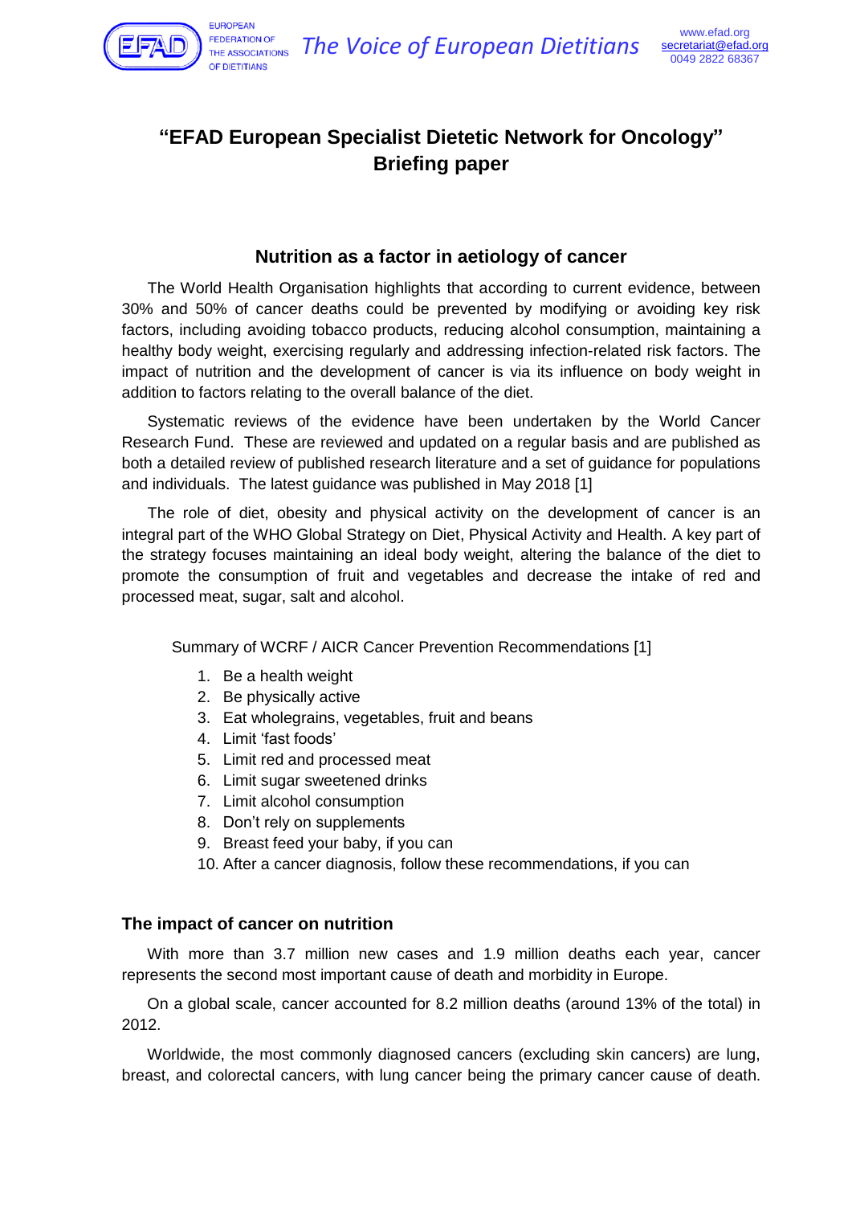# "EFAD European Specialist Dietetic Network for Oncology" Briefing paper

## Nutrition as a factor in aetiology of cancer

The World Health Organisation highlights that according to current evidence, between 30% and 50% of cancer deaths could be prevented by modifying or avoiding key risk factors, including avoiding tobacco products, reducing alcohol consumption, maintaining a healthy body weight, exercising regularly and addressing infection-related risk factors. The impact of nutrition and the development of cancer is via its influence on body weight in addition to factors relating to the overall balance of the diet.

Systematic reviews of the evidence have been undertaken by the World Cancer Research Fund. These are reviewed and updated on a regular basis and are published as both a detailed review of published research literature and a set of guidance for populations and individuals. The latest guidance was published in May 2018 [1]

The role of diet, obesity and physical activity on the development of cancer is an integral part of the WHO Global Strategy on Diet, Physical Activity and Health. A key part of the strategy focuses maintaining an ideal body weight, altering the balance of the diet to promote the consumption of fruit and vegetables and decrease the intake of red and processed meat, sugar, salt and alcohol.

Summary of WCRF / AICR Cancer Prevention Recommendations [1]

1. Be a health weight
2. Be physically active
3. Eat wholegrains, vegetables, fruit and beans
4. Limit 'fast foods'
5. Limit red and processed meat
6. Limit sugar sweetened drinks
7. Limit alcohol consumption
8. Don't rely on supplements
9. Breast feed your baby, if you can
10. After a cancer diagnosis, follow these recommendations, if you can

### The impact of cancer on nutrition

With more than 3.7 million new cases and 1.9 million deaths each year, cancer represents the second most important cause of death and morbidity in Europe.

On a global scale, cancer accounted for 8.2 million deaths (around 13% of the total) in 2012.

Worldwide, the most commonly diagnosed cancers (excluding skin cancers) are lung, breast, and colorectal cancers, with lung cancer being the primary cancer cause of death.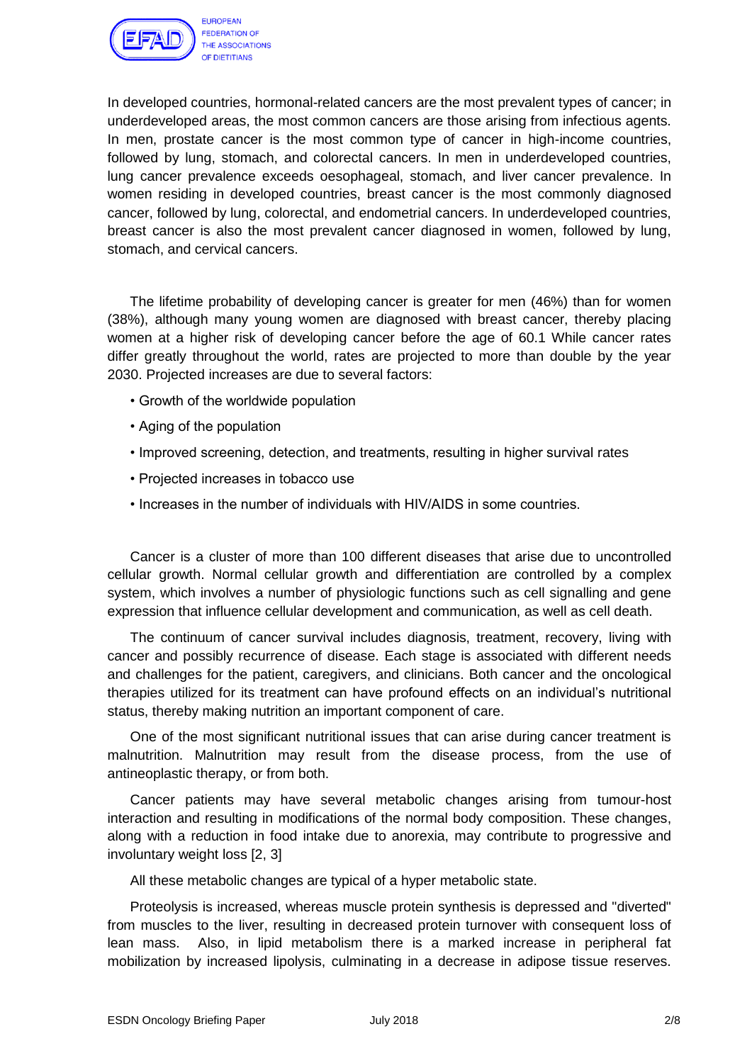In developed countries, hormonal-related cancers are the most prevalent types of cancer; in underdeveloped areas, the most common cancers are those arising from infectious agents. In men, prostate cancer is the most common type of cancer in high-income countries, followed by lung, stomach, and colorectal cancers. In men in underdeveloped countries, lung cancer prevalence exceeds oesophageal, stomach, and liver cancer prevalence. In women residing in developed countries, breast cancer is the most commonly diagnosed cancer, followed by lung, colorectal, and endometrial cancers. In underdeveloped countries, breast cancer is also the most prevalent cancer diagnosed in women, followed by lung, stomach, and cervical cancers.

The lifetime probability of developing cancer is greater for men (46%) than for women (38%), although many young women are diagnosed with breast cancer, thereby placing women at a higher risk of developing cancer before the age of 60.[1] While cancer rates differ greatly throughout the world, rates are projected to more than double by the year 2030. Projected increases are due to several factors:

- Growth of the worldwide population
- Aging of the population
- Improved screening, detection, and treatments, resulting in higher survival rates
- Projected increases in tobacco use
- Increases in the number of individuals with HIV/AIDS in some countries.

Cancer is a cluster of more than 100 different diseases that arise due to uncontrolled cellular growth. Normal cellular growth and differentiation are controlled by a complex system, which involves a number of physiologic functions such as cell signalling and gene expression that influence cellular development and communication, as well as cell death.

The continuum of cancer survival includes diagnosis, treatment, recovery, living with cancer and possibly recurrence of disease. Each stage is associated with different needs and challenges for the patient, caregivers, and clinicians. Both cancer and the oncological therapies utilized for its treatment can have profound effects on an individual's nutritional status, thereby making nutrition an important component of care.

One of the most significant nutritional issues that can arise during cancer treatment is malnutrition. Malnutrition may result from the disease process, from the use of antineoplastic therapy, or from both.

Cancer patients may have several metabolic changes arising from tumour-host interaction and resulting in modifications of the normal body composition. These changes, along with a reduction in food intake due to anorexia, may contribute to progressive and involuntary weight loss [2, 3]

All these metabolic changes are typical of a hyper metabolic state.

Proteolysis is increased, whereas muscle protein synthesis is depressed and "diverted" from muscles to the liver, resulting in decreased protein turnover with consequent loss of lean mass. Also, in lipid metabolism there is a marked increase in peripheral fat mobilization by increased lipolysis, culminating in a decrease in adipose tissue reserves.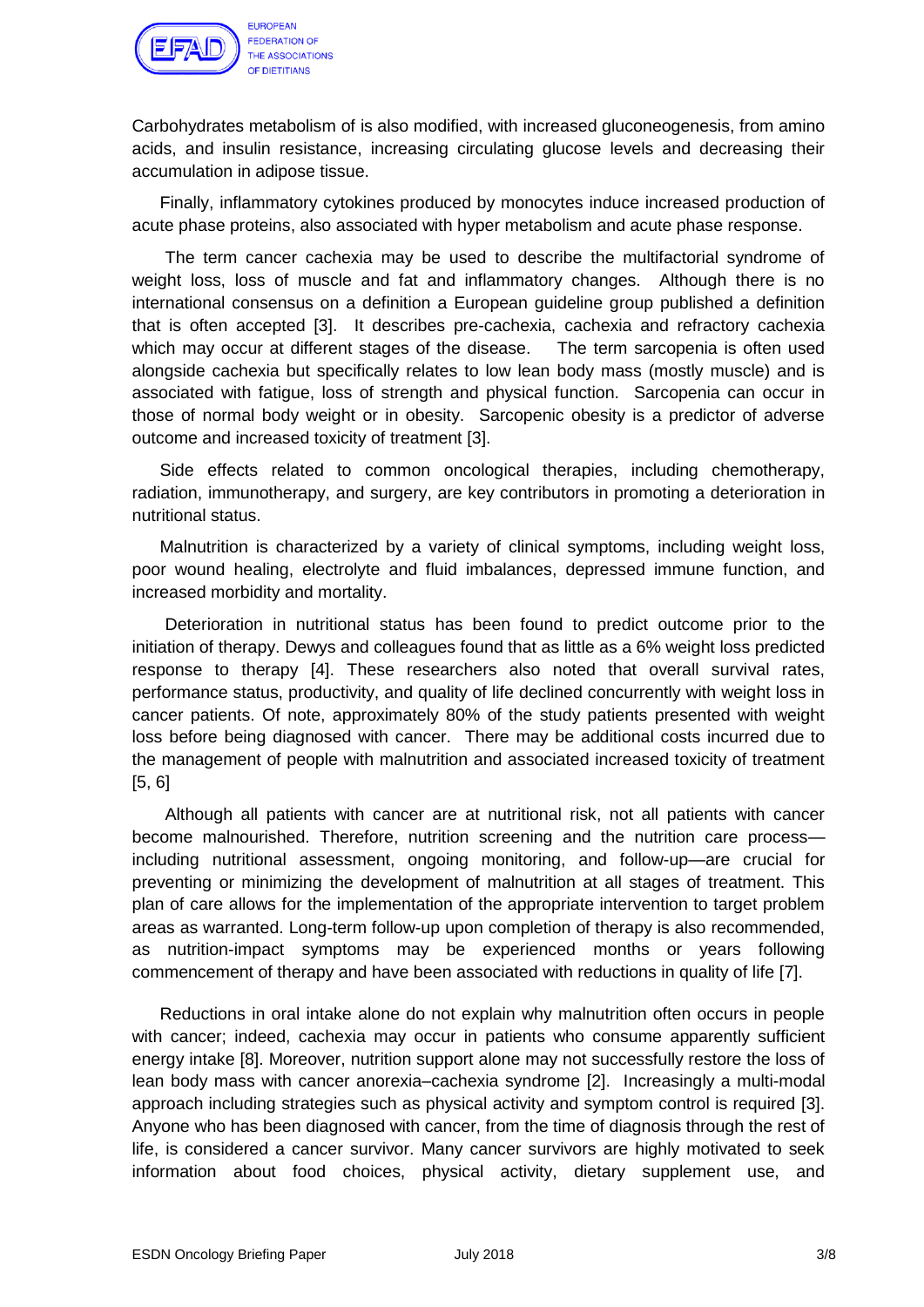Carbohydrates metabolism of is also modified, with increased gluconeogenesis, from amino acids, and insulin resistance, increasing circulating glucose levels and decreasing their accumulation in adipose tissue.

Finally, inflammatory cytokines produced by monocytes induce increased production of acute phase proteins, also associated with hyper metabolism and acute phase response.

The term cancer cachexia may be used to describe the multifactorial syndrome of weight loss, loss of muscle and fat and inflammatory changes. Although there is no international consensus on a definition a European guideline group published a definition that is often accepted [3]. It describes pre-cachexia, cachexia and refractory cachexia which may occur at different stages of the disease. The term sarcopenia is often used alongside cachexia but specifically relates to low lean body mass (mostly muscle) and is associated with fatigue, loss of strength and physical function. Sarcopenia can occur in those of normal body weight or in obesity. Sarcopenic obesity is a predictor of adverse outcome and increased toxicity of treatment [3].

Side effects related to common oncological therapies, including chemotherapy, radiation, immunotherapy, and surgery, are key contributors in promoting a deterioration in nutritional status.

Malnutrition is characterized by a variety of clinical symptoms, including weight loss, poor wound healing, electrolyte and fluid imbalances, depressed immune function, and increased morbidity and mortality.

Deterioration in nutritional status has been found to predict outcome prior to the initiation of therapy. Dewys and colleagues found that as little as a 6% weight loss predicted response to therapy [4]. These researchers also noted that overall survival rates, performance status, productivity, and quality of life declined concurrently with weight loss in cancer patients. Of note, approximately 80% of the study patients presented with weight loss before being diagnosed with cancer. There may be additional costs incurred due to the management of people with malnutrition and associated increased toxicity of treatment [5, 6]

Although all patients with cancer are at nutritional risk, not all patients with cancer become malnourished. Therefore, nutrition screening and the nutrition care process—including nutritional assessment, ongoing monitoring, and follow-up—are crucial for preventing or minimizing the development of malnutrition at all stages of treatment. This plan of care allows for the implementation of the appropriate intervention to target problem areas as warranted. Long-term follow-up upon completion of therapy is also recommended, as nutrition-impact symptoms may be experienced months or years following commencement of therapy and have been associated with reductions in quality of life [7].

Reductions in oral intake alone do not explain why malnutrition often occurs in people with cancer; indeed, cachexia may occur in patients who consume apparently sufficient energy intake [8]. Moreover, nutrition support alone may not successfully restore the loss of lean body mass with cancer anorexia–cachexia syndrome [2]. Increasingly a multi-modal approach including strategies such as physical activity and symptom control is required [3]. Anyone who has been diagnosed with cancer, from the time of diagnosis through the rest of life, is considered a cancer survivor. Many cancer survivors are highly motivated to seek information about food choices, physical activity, dietary supplement use, and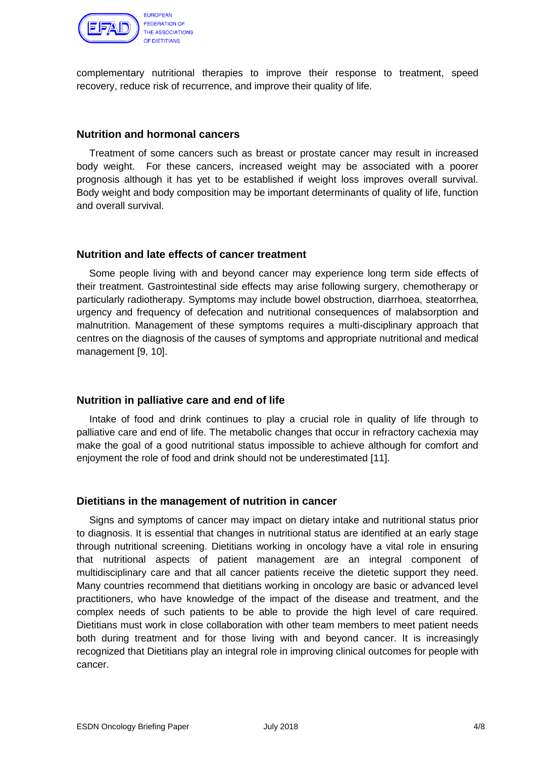complementary nutritional therapies to improve their response to treatment, speed recovery, reduce risk of recurrence, and improve their quality of life.

### Nutrition and hormonal cancers

Treatment of some cancers such as breast or prostate cancer may result in increased body weight. For these cancers, increased weight may be associated with a poorer prognosis although it has yet to be established if weight loss improves overall survival. Body weight and body composition may be important determinants of quality of life, function and overall survival.

### Nutrition and late effects of cancer treatment

Some people living with and beyond cancer may experience long term side effects of their treatment. Gastrointestinal side effects may arise following surgery, chemotherapy or particularly radiotherapy. Symptoms may include bowel obstruction, diarrhoea, steatorrhea, urgency and frequency of defecation and nutritional consequences of malabsorption and malnutrition. Management of these symptoms requires a multi-disciplinary approach that centres on the diagnosis of the causes of symptoms and appropriate nutritional and medical management [9, 10].

### Nutrition in palliative care and end of life

Intake of food and drink continues to play a crucial role in quality of life through to palliative care and end of life. The metabolic changes that occur in refractory cachexia may make the goal of a good nutritional status impossible to achieve although for comfort and enjoyment the role of food and drink should not be underestimated [11].

### Dietitians in the management of nutrition in cancer

Signs and symptoms of cancer may impact on dietary intake and nutritional status prior to diagnosis. It is essential that changes in nutritional status are identified at an early stage through nutritional screening. Dietitians working in oncology have a vital role in ensuring that nutritional aspects of patient management are an integral component of multidisciplinary care and that all cancer patients receive the dietetic support they need. Many countries recommend that dietitians working in oncology are basic or advanced level practitioners, who have knowledge of the impact of the disease and treatment, and the complex needs of such patients to be able to provide the high level of care required. Dietitians must work in close collaboration with other team members to meet patient needs both during treatment and for those living with and beyond cancer. It is increasingly recognized that Dietitians play an integral role in improving clinical outcomes for people with cancer.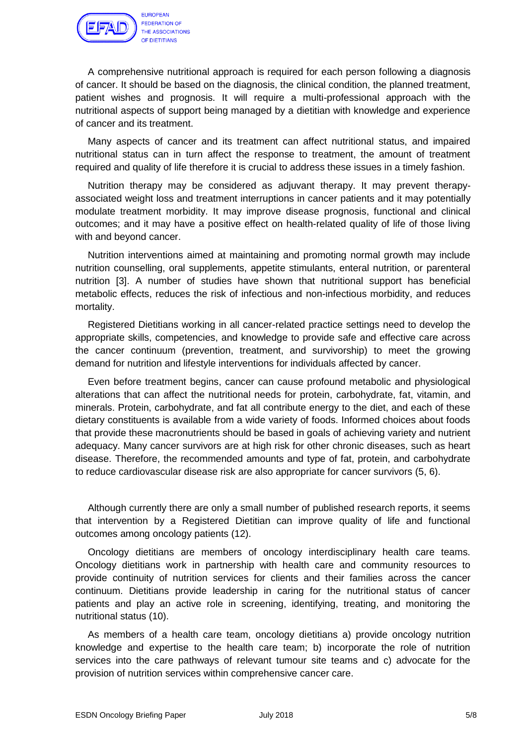A comprehensive nutritional approach is required for each person following a diagnosis of cancer. It should be based on the diagnosis, the clinical condition, the planned treatment, patient wishes and prognosis. It will require a multi-professional approach with the nutritional aspects of support being managed by a dietitian with knowledge and experience of cancer and its treatment.

Many aspects of cancer and its treatment can affect nutritional status, and impaired nutritional status can in turn affect the response to treatment, the amount of treatment required and quality of life therefore it is crucial to address these issues in a timely fashion.

Nutrition therapy may be considered as adjuvant therapy. It may prevent therapy-associated weight loss and treatment interruptions in cancer patients and it may potentially modulate treatment morbidity. It may improve disease prognosis, functional and clinical outcomes; and it may have a positive effect on health-related quality of life of those living with and beyond cancer.

Nutrition interventions aimed at maintaining and promoting normal growth may include nutrition counselling, oral supplements, appetite stimulants, enteral nutrition, or parenteral nutrition [3]. A number of studies have shown that nutritional support has beneficial metabolic effects, reduces the risk of infectious and non-infectious morbidity, and reduces mortality.

Registered Dietitians working in all cancer-related practice settings need to develop the appropriate skills, competencies, and knowledge to provide safe and effective care across the cancer continuum (prevention, treatment, and survivorship) to meet the growing demand for nutrition and lifestyle interventions for individuals affected by cancer.

Even before treatment begins, cancer can cause profound metabolic and physiological alterations that can affect the nutritional needs for protein, carbohydrate, fat, vitamin, and minerals. Protein, carbohydrate, and fat all contribute energy to the diet, and each of these dietary constituents is available from a wide variety of foods. Informed choices about foods that provide these macronutrients should be based in goals of achieving variety and nutrient adequacy. Many cancer survivors are at high risk for other chronic diseases, such as heart disease. Therefore, the recommended amounts and type of fat, protein, and carbohydrate to reduce cardiovascular disease risk are also appropriate for cancer survivors (5, 6).

Although currently there are only a small number of published research reports, it seems that intervention by a Registered Dietitian can improve quality of life and functional outcomes among oncology patients (12).

Oncology dietitians are members of oncology interdisciplinary health care teams. Oncology dietitians work in partnership with health care and community resources to provide continuity of nutrition services for clients and their families across the cancer continuum. Dietitians provide leadership in caring for the nutritional status of cancer patients and play an active role in screening, identifying, treating, and monitoring the nutritional status (10).

As members of a health care team, oncology dietitians a) provide oncology nutrition knowledge and expertise to the health care team; b) incorporate the role of nutrition services into the care pathways of relevant tumour site teams and c) advocate for the provision of nutrition services within comprehensive cancer care.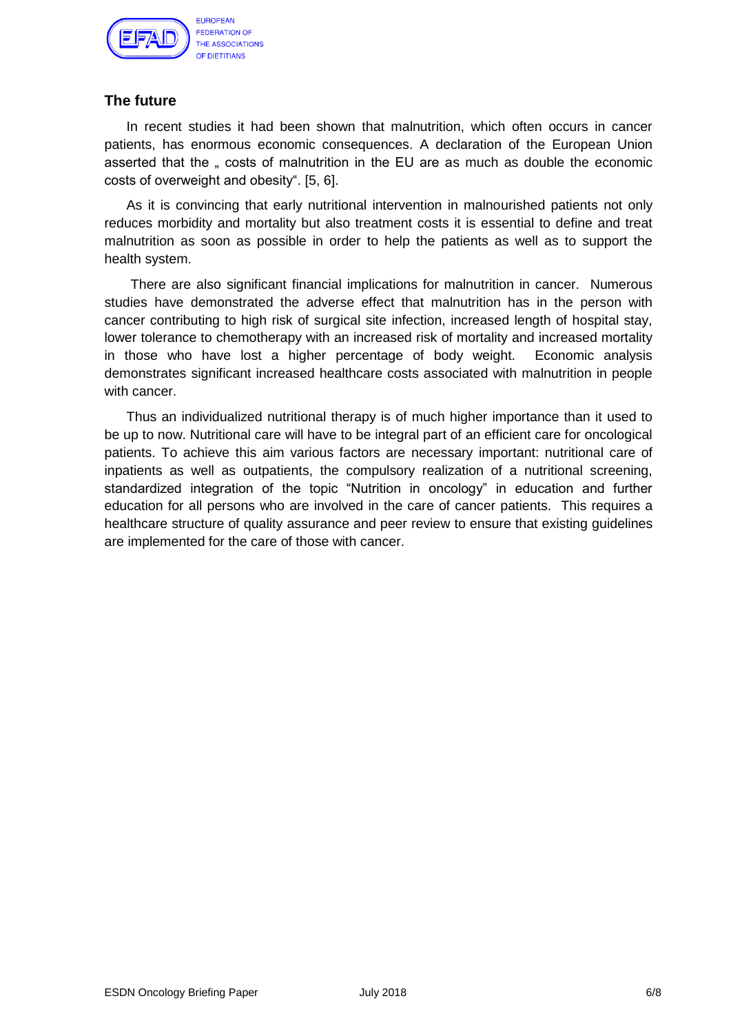## The future

In recent studies it had been shown that malnutrition, which often occurs in cancer patients, has enormous economic consequences. A declaration of the European Union asserted that the „ costs of malnutrition in the EU are as much as double the economic costs of overweight and obesity". [5, 6].

As it is convincing that early nutritional intervention in malnourished patients not only reduces morbidity and mortality but also treatment costs it is essential to define and treat malnutrition as soon as possible in order to help the patients as well as to support the health system.

There are also significant financial implications for malnutrition in cancer. Numerous studies have demonstrated the adverse effect that malnutrition has in the person with cancer contributing to high risk of surgical site infection, increased length of hospital stay, lower tolerance to chemotherapy with an increased risk of mortality and increased mortality in those who have lost a higher percentage of body weight. Economic analysis demonstrates significant increased healthcare costs associated with malnutrition in people with cancer.

Thus an individualized nutritional therapy is of much higher importance than it used to be up to now. Nutritional care will have to be integral part of an efficient care for oncological patients. To achieve this aim various factors are necessary important: nutritional care of inpatients as well as outpatients, the compulsory realization of a nutritional screening, standardized integration of the topic "Nutrition in oncology" in education and further education for all persons who are involved in the care of cancer patients. This requires a healthcare structure of quality assurance and peer review to ensure that existing guidelines are implemented for the care of those with cancer.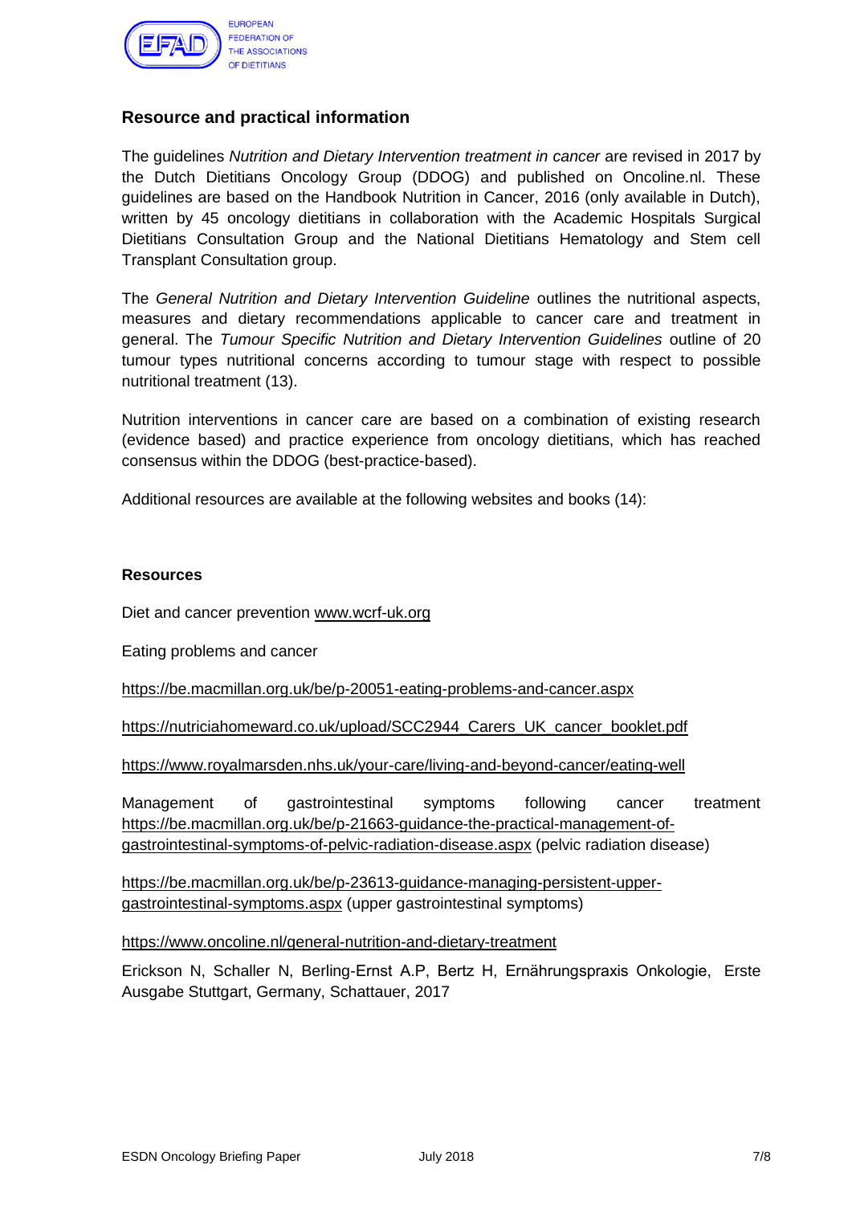## Resource and practical information

The guidelines *Nutrition and Dietary Intervention treatment in cancer* are revised in 2017 by the Dutch Dietitians Oncology Group (DDOG) and published on Oncoline.nl. These guidelines are based on the Handbook Nutrition in Cancer, 2016 (only available in Dutch), written by 45 oncology dietitians in collaboration with the Academic Hospitals Surgical Dietitians Consultation Group and the National Dietitians Hematology and Stem cell Transplant Consultation group.

The *General Nutrition and Dietary Intervention Guideline* outlines the nutritional aspects, measures and dietary recommendations applicable to cancer care and treatment in general. The *Tumour Specific Nutrition and Dietary Intervention Guidelines* outline of 20 tumour types nutritional concerns according to tumour stage with respect to possible nutritional treatment (13).

Nutrition interventions in cancer care are based on a combination of existing research (evidence based) and practice experience from oncology dietitians, which has reached consensus within the DDOG (best-practice-based).

Additional resources are available at the following websites and books (14):

### Resources

Diet and cancer prevention www.wcrf-uk.org

Eating problems and cancer

https://be.macmillan.org.uk/be/p-20051-eating-problems-and-cancer.aspx

https://nutriciahomeward.co.uk/upload/SCC2944_Carers_UK_cancer_booklet.pdf

https://www.royalmarsden.nhs.uk/your-care/living-and-beyond-cancer/eating-well

Management of gastrointestinal symptoms following cancer treatment https://be.macmillan.org.uk/be/p-21663-guidance-the-practical-management-of-gastrointestinal-symptoms-of-pelvic-radiation-disease.aspx (pelvic radiation disease)

https://be.macmillan.org.uk/be/p-23613-guidance-managing-persistent-upper-gastrointestinal-symptoms.aspx (upper gastrointestinal symptoms)

https://www.oncoline.nl/general-nutrition-and-dietary-treatment

Erickson N, Schaller N, Berling-Ernst A.P, Bertz H, Ernährungspraxis Onkologie, Erste Ausgabe Stuttgart, Germany, Schattauer, 2017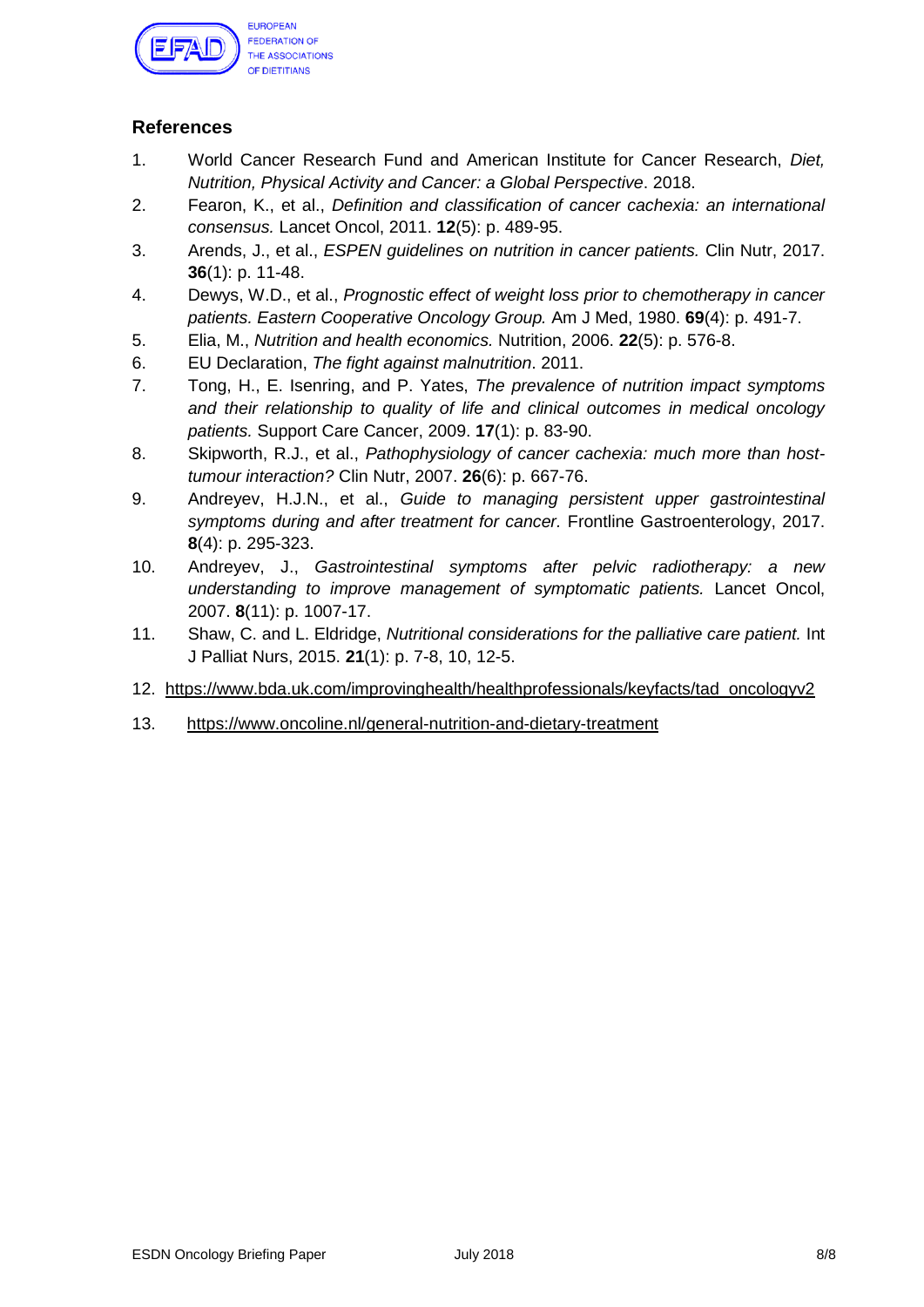## References

1. World Cancer Research Fund and American Institute for Cancer Research, *Diet, Nutrition, Physical Activity and Cancer: a Global Perspective*. 2018.
2. Fearon, K., et al., *Definition and classification of cancer cachexia: an international consensus.* Lancet Oncol, 2011. **12**(5): p. 489-95.
3. Arends, J., et al., *ESPEN guidelines on nutrition in cancer patients.* Clin Nutr, 2017. **36**(1): p. 11-48.
4. Dewys, W.D., et al., *Prognostic effect of weight loss prior to chemotherapy in cancer patients. Eastern Cooperative Oncology Group.* Am J Med, 1980. **69**(4): p. 491-7.
5. Elia, M., *Nutrition and health economics.* Nutrition, 2006. **22**(5): p. 576-8.
6. EU Declaration, *The fight against malnutrition*. 2011.
7. Tong, H., E. Isenring, and P. Yates, *The prevalence of nutrition impact symptoms and their relationship to quality of life and clinical outcomes in medical oncology patients.* Support Care Cancer, 2009. **17**(1): p. 83-90.
8. Skipworth, R.J., et al., *Pathophysiology of cancer cachexia: much more than host-tumour interaction?* Clin Nutr, 2007. **26**(6): p. 667-76.
9. Andreyev, H.J.N., et al., *Guide to managing persistent upper gastrointestinal symptoms during and after treatment for cancer.* Frontline Gastroenterology, 2017. **8**(4): p. 295-323.
10. Andreyev, J., *Gastrointestinal symptoms after pelvic radiotherapy: a new understanding to improve management of symptomatic patients.* Lancet Oncol, 2007. **8**(11): p. 1007-17.
11. Shaw, C. and L. Eldridge, *Nutritional considerations for the palliative care patient.* Int J Palliat Nurs, 2015. **21**(1): p. 7-8, 10, 12-5.
12. https://www.bda.uk.com/improvinghealth/healthprofessionals/keyfacts/tad_oncologyv2
13. https://www.oncoline.nl/general-nutrition-and-dietary-treatment